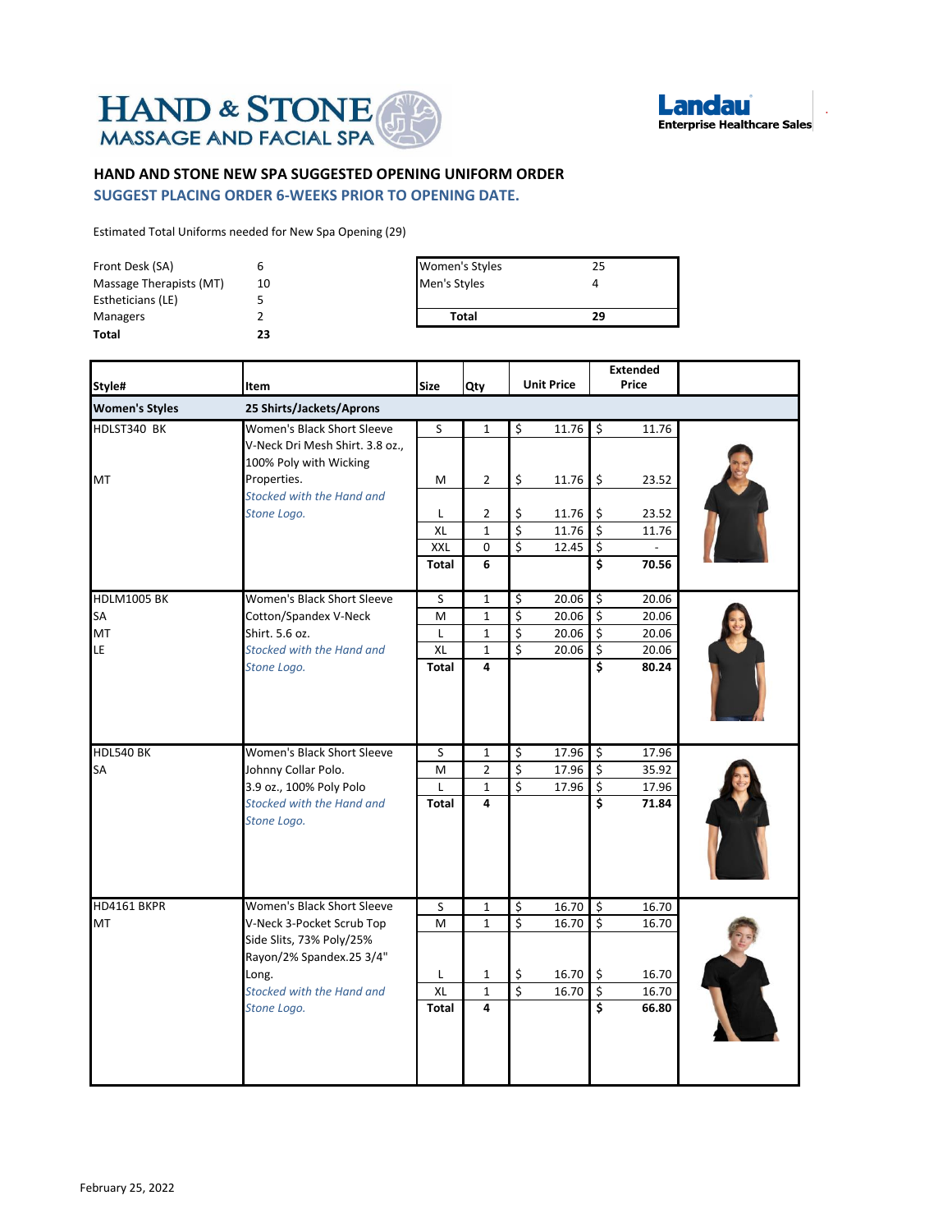HAND & STONE MASSAGE AND FACIAL SPA

Landau Enterprise Healthcare Sales

## HAND AND STONE NEW SPA SUGGESTED OPENING UNIFORM ORDER

**SUGGEST PLACING ORDER 6-WEEKS PRIOR TO OPENING DATE.**

Estimated Total Uniforms needed for New Spa Opening (29)

| | |
|---|---|
| Front Desk (SA) | 6 |
| Massage Therapists (MT) | 10 |
| Estheticians (LE) | 5 |
| Managers | 2 |
| **Total** | **23** |

| | |
|---|---|
| Women's Styles | 25 |
| Men's Styles | 4 |
| **Total** | **29** |

| Style# | Item | Size | Qty | Unit Price | Extended Price |
|---|---|---|---|---|---|
| **Women's Styles** | **25 Shirts/Jackets/Aprons** | | | | |
| HDLST340 BK | Women's Black Short Sleeve V-Neck Dri Mesh Shirt. 3.8 oz., 100% Poly with Wicking Properties. *Stocked with the Hand and Stone Logo.* | S | 1 | $ 11.76 | $ 11.76 |
| MT | | M | 2 | $ 11.76 | $ 23.52 |
| | | L | 2 | $ 11.76 | $ 23.52 |
| | | XL | 1 | $ 11.76 | $ 11.76 |
| | | XXL | 0 | $ 12.45 | $ - |
| | | **Total** | **6** | | **$ 70.56** |
| HDLM1005 BK | Women's Black Short Sleeve Cotton/Spandex V-Neck Shirt. 5.6 oz. *Stocked with the Hand and Stone Logo.* | S | 1 | $ 20.06 | $ 20.06 |
| SA | | M | 1 | $ 20.06 | $ 20.06 |
| MT | | L | 1 | $ 20.06 | $ 20.06 |
| LE | | XL | 1 | $ 20.06 | $ 20.06 |
| | | **Total** | **4** | | **$ 80.24** |
| HDL540 BK | Women's Black Short Sleeve Johnny Collar Polo. 3.9 oz., 100% Poly Polo *Stocked with the Hand and Stone Logo.* | S | 1 | $ 17.96 | $ 17.96 |
| SA | | M | 2 | $ 17.96 | $ 35.92 |
| | | L | 1 | $ 17.96 | $ 17.96 |
| | | **Total** | **4** | | **$ 71.84** |
| HD4161 BKPR | Women's Black Short Sleeve V-Neck 3-Pocket Scrub Top Side Slits, 73% Poly/25% Rayon/2% Spandex.25 3/4" Long. *Stocked with the Hand and Stone Logo.* | S | 1 | $ 16.70 | $ 16.70 |
| MT | | M | 1 | $ 16.70 | $ 16.70 |
| | | L | 1 | $ 16.70 | $ 16.70 |
| | | XL | 1 | $ 16.70 | $ 16.70 |
| | | **Total** | **4** | | **$ 66.80** |

February 25, 2022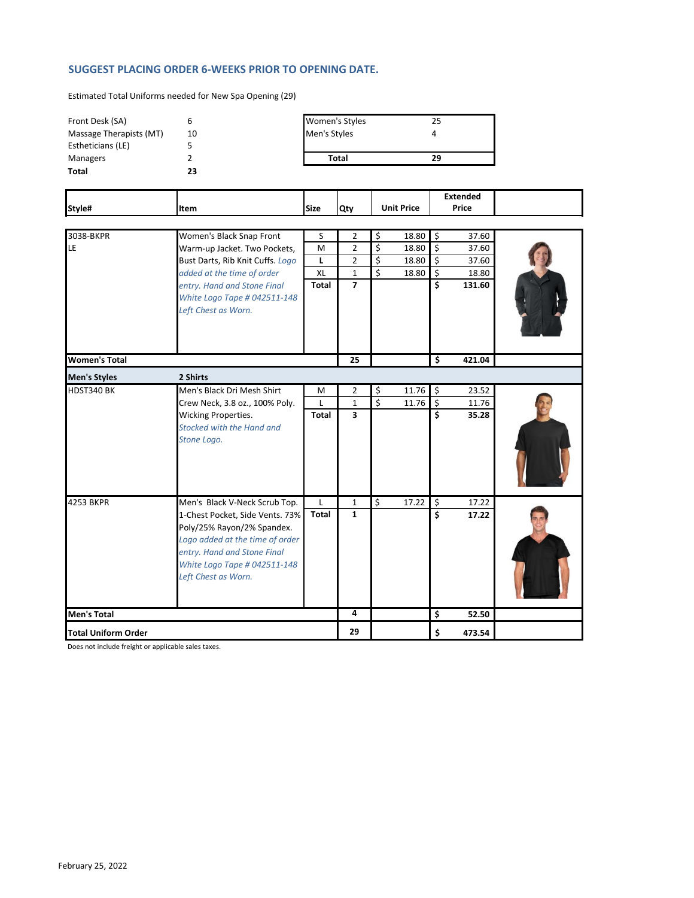## SUGGEST PLACING ORDER 6-WEEKS PRIOR TO OPENING DATE.

Estimated Total Uniforms needed for New Spa Opening (29)

| | |
|---|---|
| Front Desk (SA) | 6 |
| Massage Therapists (MT) | 10 |
| Estheticians (LE) | 5 |
| Managers | 2 |
| **Total** | **23** |

| | |
|---|---|
| Women's Styles | 25 |
| Men's Styles | 4 |
| **Total** | **29** |

| Style# | Item | Size | Qty | Unit Price | Extended Price |
|---|---|---|---|---|---|
| 3038-BKPR LE | Women's Black Snap Front Warm-up Jacket. Two Pockets, Bust Darts, Rib Knit Cuffs. *Logo added at the time of order entry. Hand and Stone Final White Logo Tape # 042511-148 Left Chest as Worn.* | S | 2 | $ 18.80 | $ 37.60 |
| | | M | 2 | $ 18.80 | $ 37.60 |
| | | L | 2 | $ 18.80 | $ 37.60 |
| | | XL | 1 | $ 18.80 | $ 18.80 |
| | | **Total** | **7** | | **$ 131.60** |
| **Women's Total** | | | **25** | | **$ 421.04** |
| **Men's Styles** | **2 Shirts** | | | | |
| HDST340 BK | Men's Black Dri Mesh Shirt Crew Neck, 3.8 oz., 100% Poly. Wicking Properties. *Stocked with the Hand and Stone Logo.* | M | 2 | $ 11.76 | $ 23.52 |
| | | L | 1 | $ 11.76 | $ 11.76 |
| | | **Total** | **3** | | **$ 35.28** |
| 4253 BKPR | Men's Black V-Neck Scrub Top. 1-Chest Pocket, Side Vents. 73% Poly/25% Rayon/2% Spandex. *Logo added at the time of order entry. Hand and Stone Final White Logo Tape # 042511-148 Left Chest as Worn.* | L | 1 | $ 17.22 | $ 17.22 |
| | | **Total** | **1** | | **$ 17.22** |
| **Men's Total** | | | **4** | | **$ 52.50** |
| **Total Uniform Order** | | | **29** | | **$ 473.54** |

Does not include freight or applicable sales taxes.

February 25, 2022